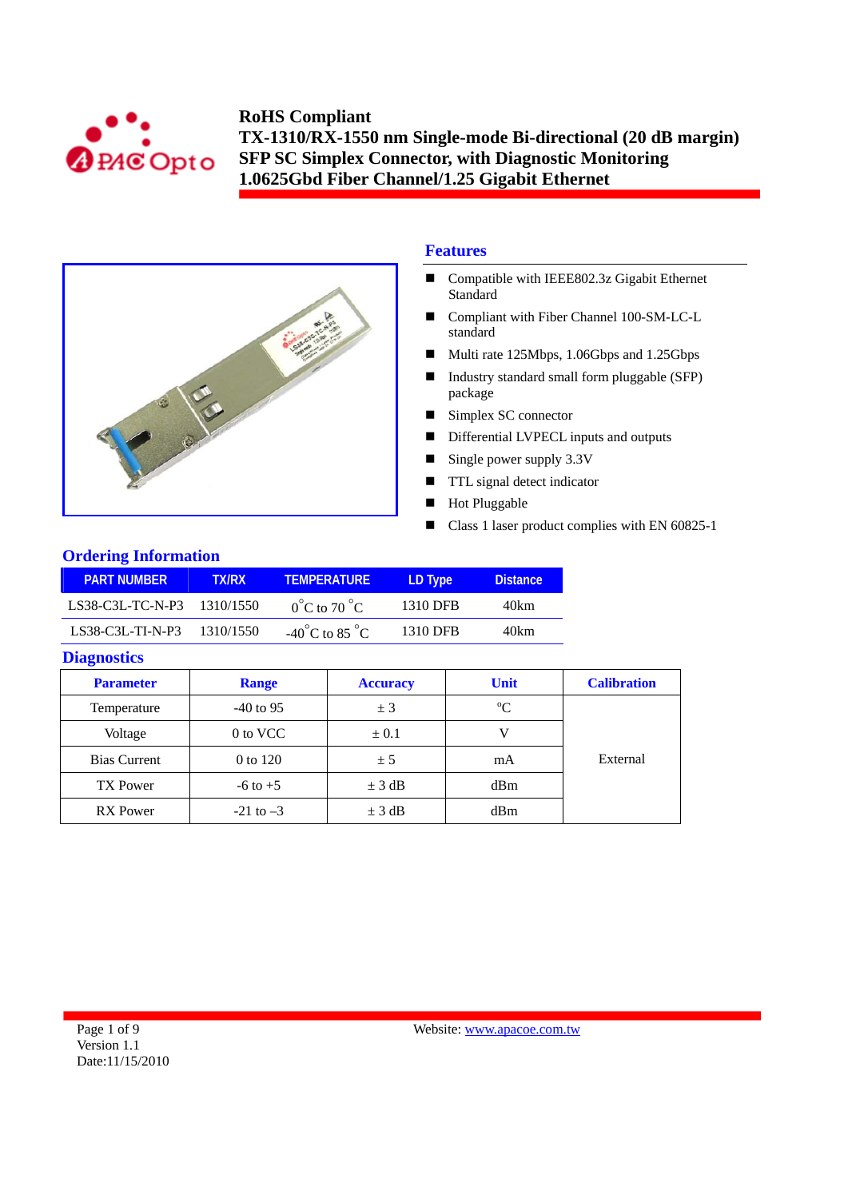# RoHS Compliant
# TX-1310/RX-1550 nm Single-mode Bi-directional (20 dB margin) SFP SC Simplex Connector, with Diagnostic Monitoring 1.0625Gbd Fiber Channel/1.25 Gigabit Ethernet

## Features

- Compatible with IEEE802.3z Gigabit Ethernet Standard
- Compliant with Fiber Channel 100-SM-LC-L standard
- Multi rate 125Mbps, 1.06Gbps and 1.25Gbps
- Industry standard small form pluggable (SFP) package
- Simplex SC connector
- Differential LVPECL inputs and outputs
- Single power supply 3.3V
- TTL signal detect indicator
- Hot Pluggable
- Class 1 laser product complies with EN 60825-1

## Ordering Information

| PART NUMBER | TX/RX | TEMPERATURE | LD Type | Distance |
|---|---|---|---|---|
| LS38-C3L-TC-N-P3 | 1310/1550 | 0°C to 70 °C | 1310 DFB | 40km |
| LS38-C3L-TI-N-P3 | 1310/1550 | -40°C to 85 °C | 1310 DFB | 40km |

## Diagnostics

| Parameter | Range | Accuracy | Unit | Calibration |
|---|---|---|---|---|
| Temperature | -40 to 95 | ± 3 | °C | External |
| Voltage | 0 to VCC | ± 0.1 | V | |
| Bias Current | 0 to 120 | ± 5 | mA | |
| TX Power | -6 to +5 | ± 3 dB | dBm | |
| RX Power | -21 to –3 | ± 3 dB | dBm | |

Version 1.1
Date:11/15/2010

Website: www.apacoe.com.tw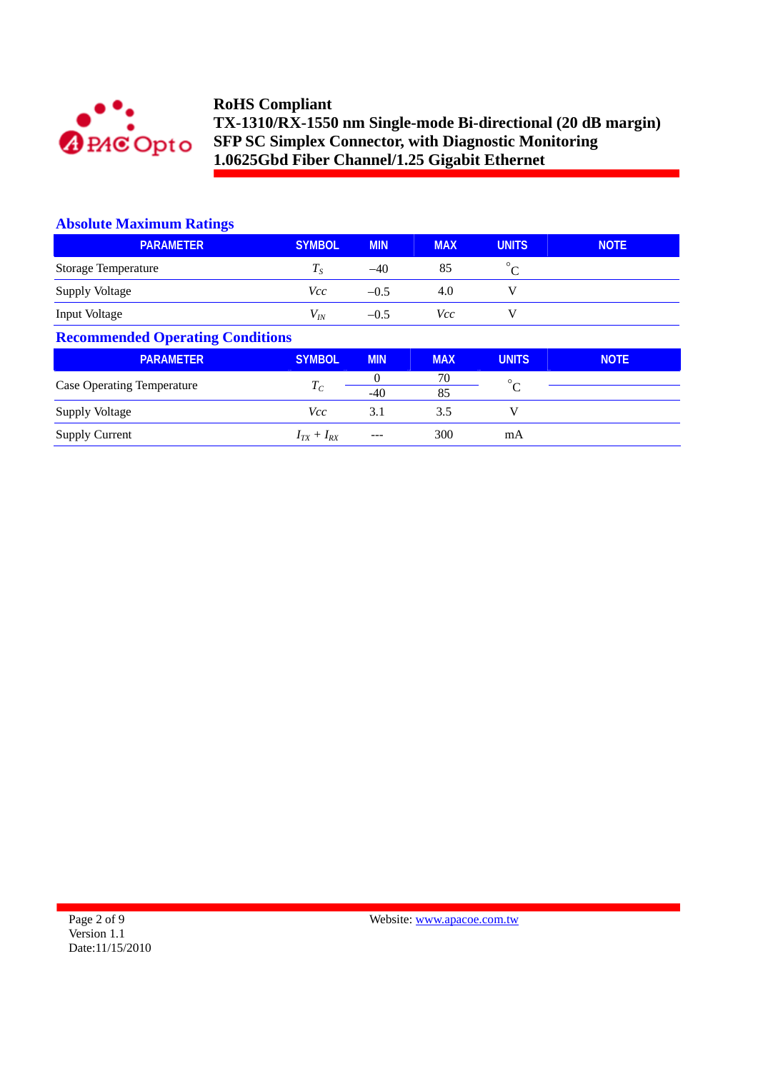## Absolute Maximum Ratings

| PARAMETER | SYMBOL | MIN | MAX | UNITS | NOTE |
|---|---|---|---|---|---|
| Storage Temperature | $T_S$ | –40 | 85 | °C | |
| Supply Voltage | $Vcc$ | –0.5 | 4.0 | V | |
| Input Voltage | $V_{IN}$ | –0.5 | $Vcc$ | V | |

## Recommended Operating Conditions

| PARAMETER | SYMBOL | MIN | MAX | UNITS | NOTE |
|---|---|---|---|---|---|
| Case Operating Temperature | $T_C$ | 0 | 70 | °C | |
| | | -40 | 85 | | |
| Supply Voltage | $Vcc$ | 3.1 | 3.5 | V | |
| Supply Current | $I_{TX} + I_{RX}$ | --- | 300 | mA | |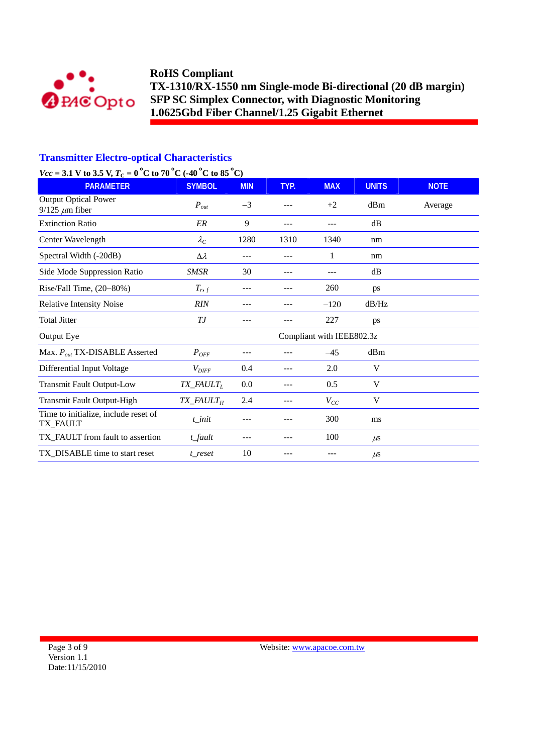## Transmitter Electro-optical Characteristics

***Vcc* = 3.1 V to 3.5 V, $T_C$ = 0 °C to 70 °C (-40 °C to 85 °C)**

| PARAMETER | SYMBOL | MIN | TYP. | MAX | UNITS | NOTE |
|---|---|---|---|---|---|---|
| Output Optical Power 9/125 $\mu$m fiber | $P_{out}$ | –3 | --- | +2 | dBm | Average |
| Extinction Ratio | *ER* | 9 | --- | --- | dB | |
| Center Wavelength | $\lambda_C$ | 1280 | 1310 | 1340 | nm | |
| Spectral Width (-20dB) | $\Delta\lambda$ | --- | --- | 1 | nm | |
| Side Mode Suppression Ratio | *SMSR* | 30 | --- | --- | dB | |
| Rise/Fall Time, (20–80%) | $T_{r, f}$ | --- | --- | 260 | ps | |
| Relative Intensity Noise | *RIN* | --- | --- | –120 | dB/Hz | |
| Total Jitter | *TJ* | --- | --- | 227 | ps | |
| Output Eye | | Compliant with IEEE802.3z | | | | |
| Max. $P_{out}$ TX-DISABLE Asserted | $P_{OFF}$ | --- | --- | –45 | dBm | |
| Differential Input Voltage | $V_{DIFF}$ | 0.4 | --- | 2.0 | V | |
| Transmit Fault Output-Low | $TX\_FAULT_L$ | 0.0 | --- | 0.5 | V | |
| Transmit Fault Output-High | $TX\_FAULT_H$ | 2.4 | --- | $V_{CC}$ | V | |
| Time to initialize, include reset of TX_FAULT | *t_init* | --- | --- | 300 | ms | |
| TX_FAULT from fault to assertion | *t_fault* | --- | --- | 100 | $\mu$s | |
| TX_DISABLE time to start reset | *t_reset* | 10 | --- | --- | $\mu$s | |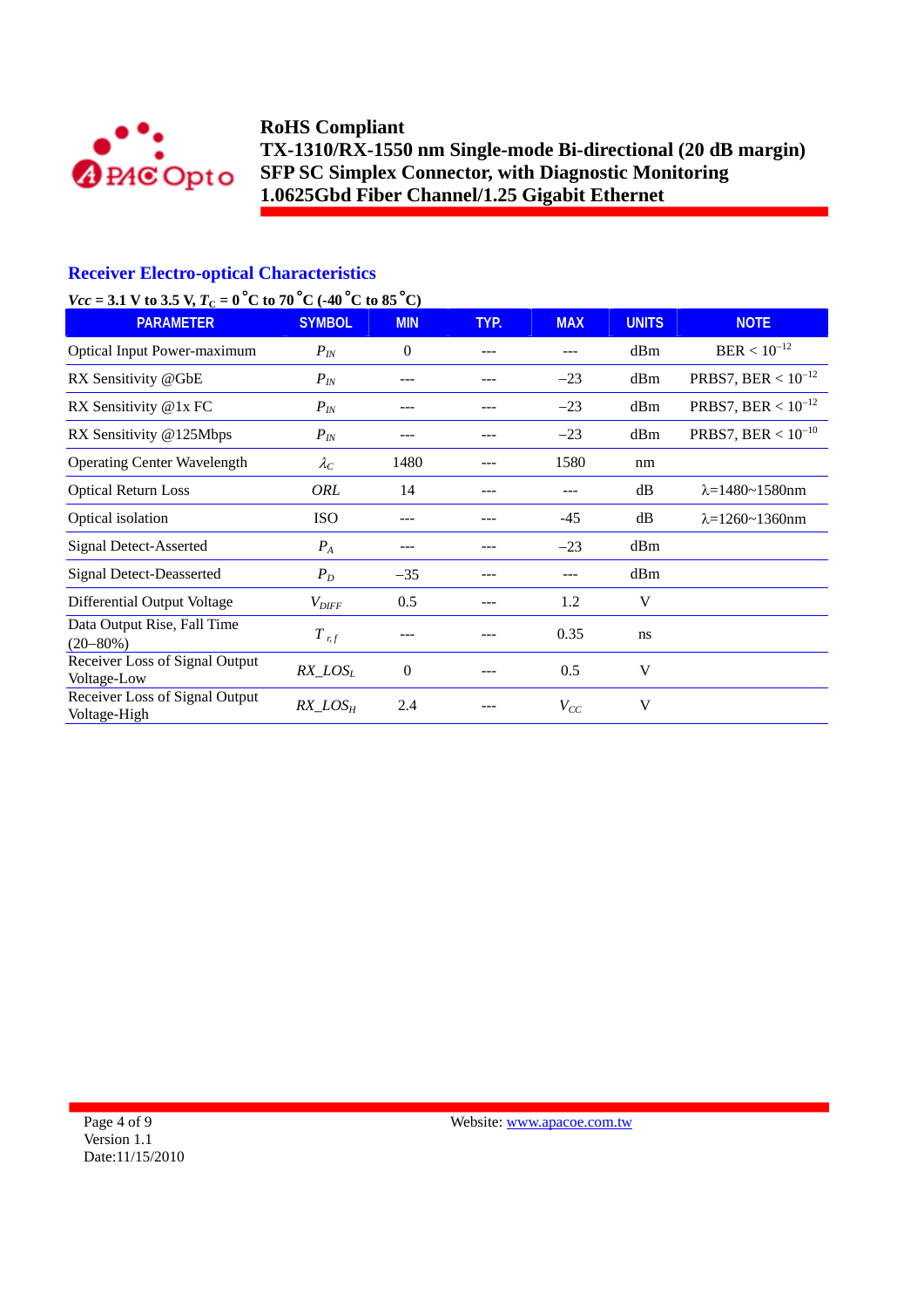**RoHS Compliant**
**TX-1310/RX-1550 nm Single-mode Bi-directional (20 dB margin)**
**SFP SC Simplex Connector, with Diagnostic Monitoring**
**1.0625Gbd Fiber Channel/1.25 Gigabit Ethernet**

## Receiver Electro-optical Characteristics

***Vcc* = 3.1 V to 3.5 V, $T_C$ = 0 °C to 70 °C (-40 °C to 85 °C)**

| PARAMETER | SYMBOL | MIN | TYP. | MAX | UNITS | NOTE |
|---|---|---|---|---|---|---|
| Optical Input Power-maximum | $P_{IN}$ | 0 | --- | --- | dBm | BER < $10^{-12}$ |
| RX Sensitivity @GbE | $P_{IN}$ | --- | --- | −23 | dBm | PRBS7, BER < $10^{-12}$ |
| RX Sensitivity @1x FC | $P_{IN}$ | --- | --- | −23 | dBm | PRBS7, BER < $10^{-12}$ |
| RX Sensitivity @125Mbps | $P_{IN}$ | --- | --- | −23 | dBm | PRBS7, BER < $10^{-10}$ |
| Operating Center Wavelength | $\lambda_C$ | 1480 | --- | 1580 | nm | |
| Optical Return Loss | *ORL* | 14 | --- | --- | dB | λ=1480~1580nm |
| Optical isolation | ISO | --- | --- | -45 | dB | λ=1260~1360nm |
| Signal Detect-Asserted | $P_A$ | --- | --- | −23 | dBm | |
| Signal Detect-Deasserted | $P_D$ | −35 | --- | --- | dBm | |
| Differential Output Voltage | $V_{DIFF}$ | 0.5 | --- | 1.2 | V | |
| Data Output Rise, Fall Time (20–80%) | $T_{r,f}$ | --- | --- | 0.35 | ns | |
| Receiver Loss of Signal Output Voltage-Low | $RX\_LOS_L$ | 0 | --- | 0.5 | V | |
| Receiver Loss of Signal Output Voltage-High | $RX\_LOS_H$ | 2.4 | --- | $V_{CC}$ | V | |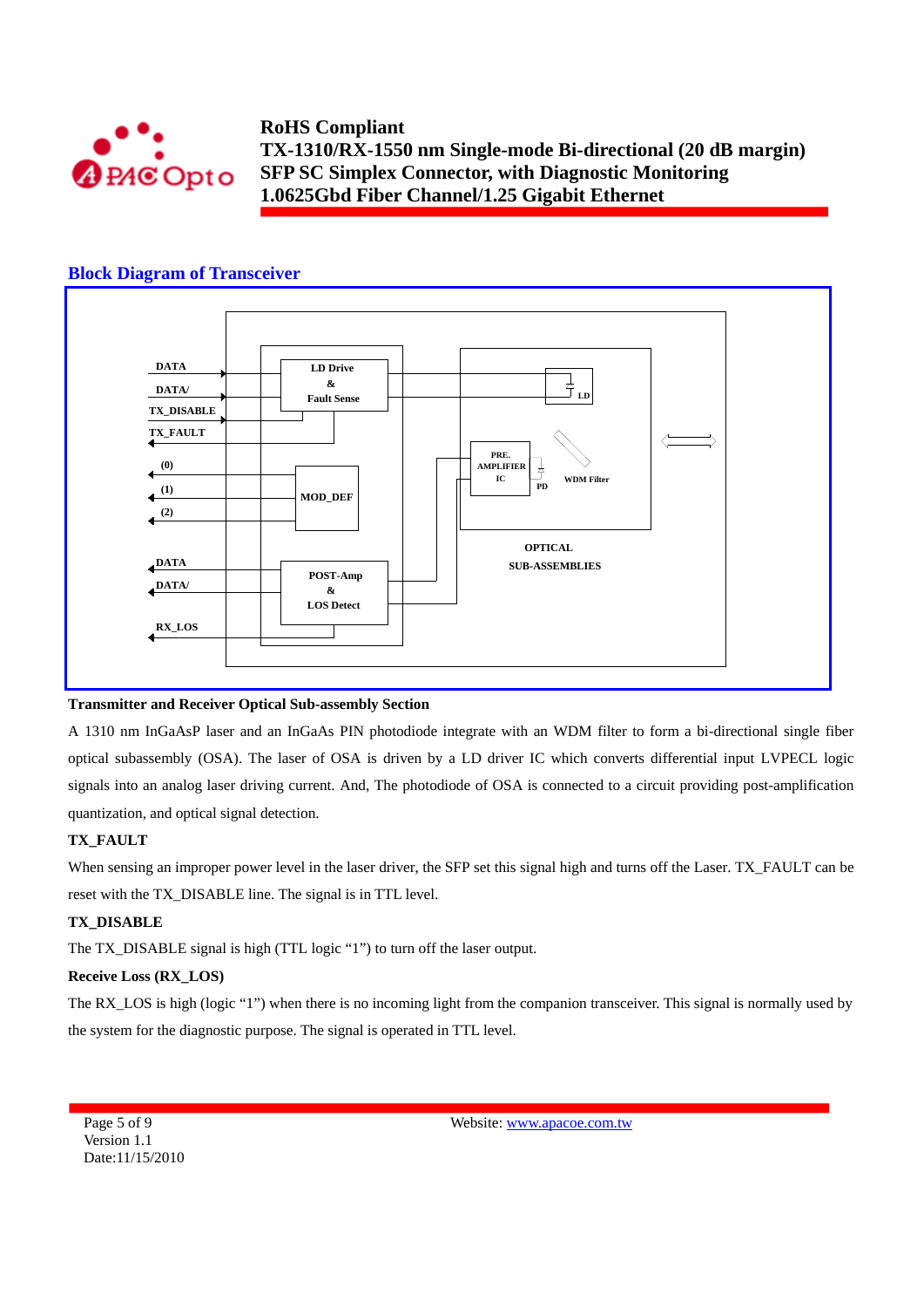## Block Diagram of Transceiver

DATA
DATA/
TX_DISABLE
TX_FAULT
(0)
(1)
(2)
DATA
DATA/
RX_LOS

LD Drive & Fault Sense
MOD_DEF
POST-Amp & LOS Detect
PRE. AMPLIFIER IC
PD
LD
WDM Filter
OPTICAL SUB-ASSEMBLIES

**Transmitter and Receiver Optical Sub-assembly Section**

A 1310 nm InGaAsP laser and an InGaAs PIN photodiode integrate with an WDM filter to form a bi-directional single fiber optical subassembly (OSA). The laser of OSA is driven by a LD driver IC which converts differential input LVPECL logic signals into an analog laser driving current. And, The photodiode of OSA is connected to a circuit providing post-amplification quantization, and optical signal detection.

**TX_FAULT**

When sensing an improper power level in the laser driver, the SFP set this signal high and turns off the Laser. TX_FAULT can be reset with the TX_DISABLE line. The signal is in TTL level.

**TX_DISABLE**

The TX_DISABLE signal is high (TTL logic "1") to turn off the laser output.

**Receive Loss (RX_LOS)**

The RX_LOS is high (logic "1") when there is no incoming light from the companion transceiver. This signal is normally used by the system for the diagnostic purpose. The signal is operated in TTL level.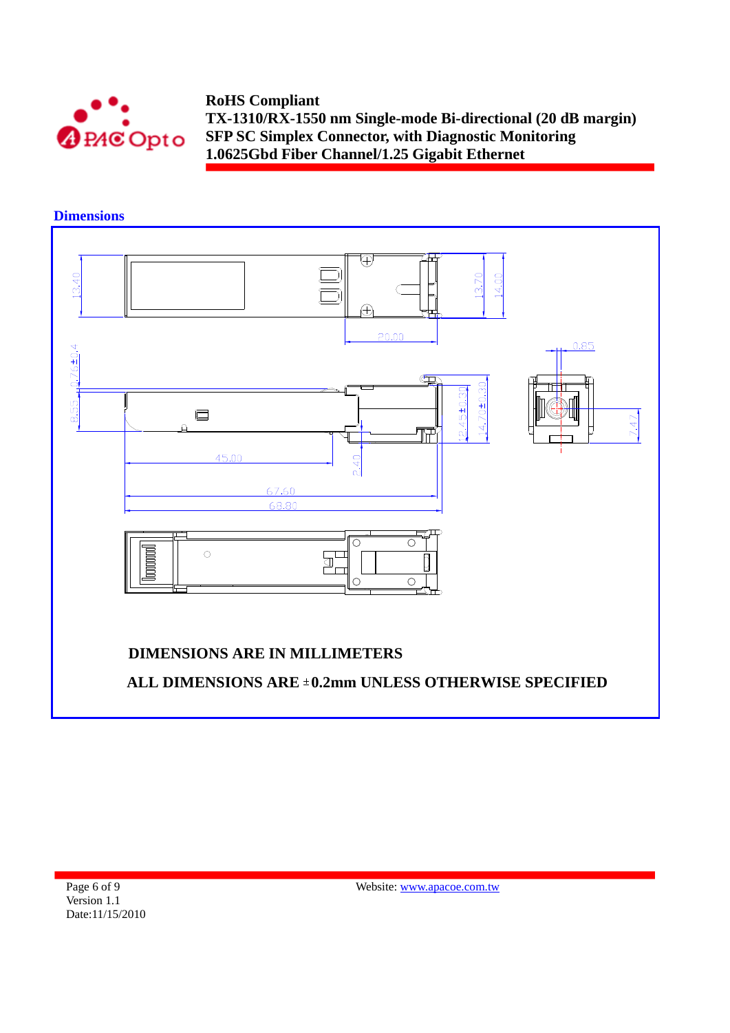## Dimensions

DIMENSIONS ARE IN MILLIMETERS

ALL DIMENSIONS ARE ±0.2mm UNLESS OTHERWISE SPECIFIED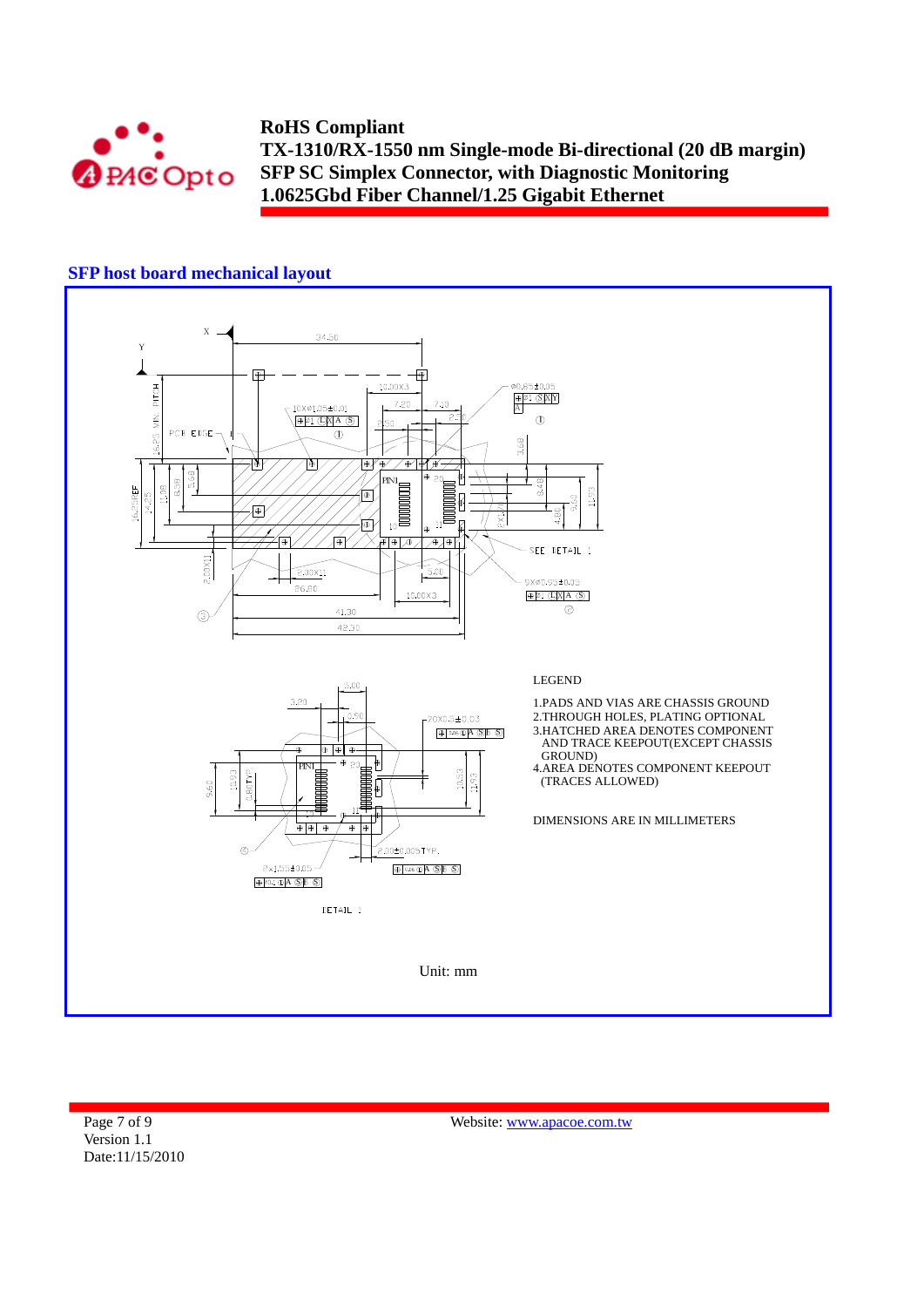## SFP host board mechanical layout

LEGEND

1. PADS AND VIAS ARE CHASSIS GROUND
2. THROUGH HOLES, PLATING OPTIONAL
3. HATCHED AREA DENOTES COMPONENT AND TRACE KEEPOUT(EXCEPT CHASSIS GROUND)
4. AREA DENOTES COMPONENT KEEPOUT (TRACES ALLOWED)

DIMENSIONS ARE IN MILLIMETERS

DETAIL 1

Unit: mm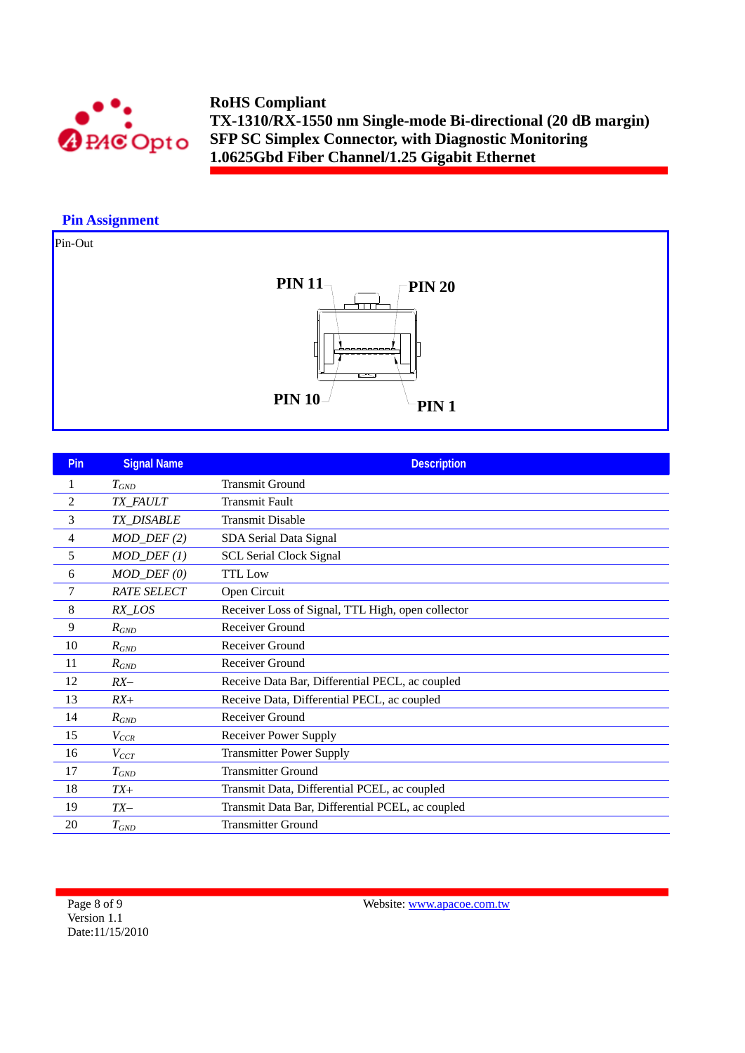## Pin Assignment

Pin-Out

PIN 11 PIN 20

PIN 10 PIN 1

| Pin | Signal Name | Description |
|---|---|---|
| 1 | $T_{GND}$ | Transmit Ground |
| 2 | *TX_FAULT* | Transmit Fault |
| 3 | *TX_DISABLE* | Transmit Disable |
| 4 | *MOD_DEF (2)* | SDA Serial Data Signal |
| 5 | *MOD_DEF (1)* | SCL Serial Clock Signal |
| 6 | *MOD_DEF (0)* | TTL Low |
| 7 | *RATE SELECT* | Open Circuit |
| 8 | *RX_LOS* | Receiver Loss of Signal, TTL High, open collector |
| 9 | $R_{GND}$ | Receiver Ground |
| 10 | $R_{GND}$ | Receiver Ground |
| 11 | $R_{GND}$ | Receiver Ground |
| 12 | *RX–* | Receive Data Bar, Differential PECL, ac coupled |
| 13 | *RX+* | Receive Data, Differential PECL, ac coupled |
| 14 | $R_{GND}$ | Receiver Ground |
| 15 | $V_{CCR}$ | Receiver Power Supply |
| 16 | $V_{CCT}$ | Transmitter Power Supply |
| 17 | $T_{GND}$ | Transmitter Ground |
| 18 | *TX+* | Transmit Data, Differential PCEL, ac coupled |
| 19 | *TX–* | Transmit Data Bar, Differential PCEL, ac coupled |
| 20 | $T_{GND}$ | Transmitter Ground |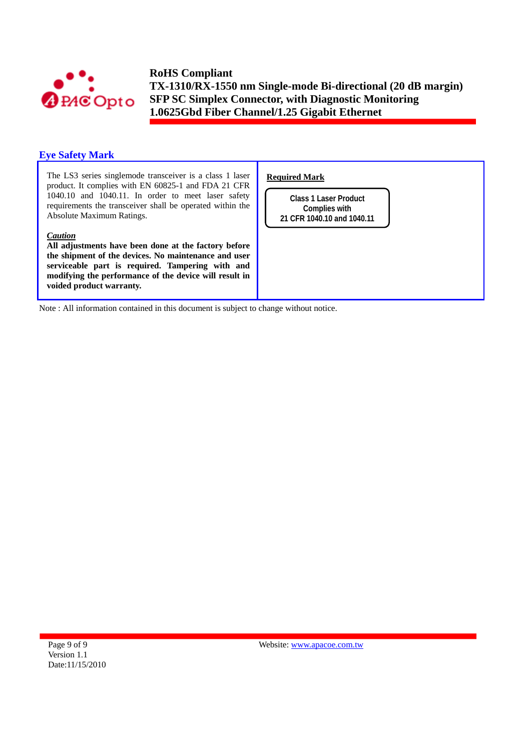## Eye Safety Mark

| | |
|---|---|
| The LS3 series singlemode transceiver is a class 1 laser product. It complies with EN 60825-1 and FDA 21 CFR 1040.10 and 1040.11. In order to meet laser safety requirements the transceiver shall be operated within the Absolute Maximum Ratings.<br><br>***Caution***<br>**All adjustments have been done at the factory before the shipment of the devices. No maintenance and user serviceable part is required. Tampering with and modifying the performance of the device will result in voided product warranty.** | **Required Mark**<br><br>**Class 1 Laser Product**<br>**Complies with**<br>**21 CFR 1040.10 and 1040.11** |

Note : All information contained in this document is subject to change without notice.